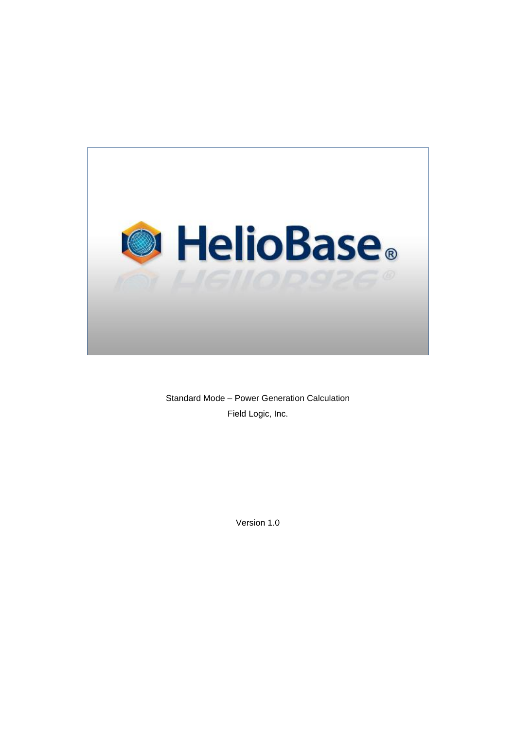HelioBase®

Standard Mode – Power Generation Calculation

Field Logic, Inc.

Version 1.0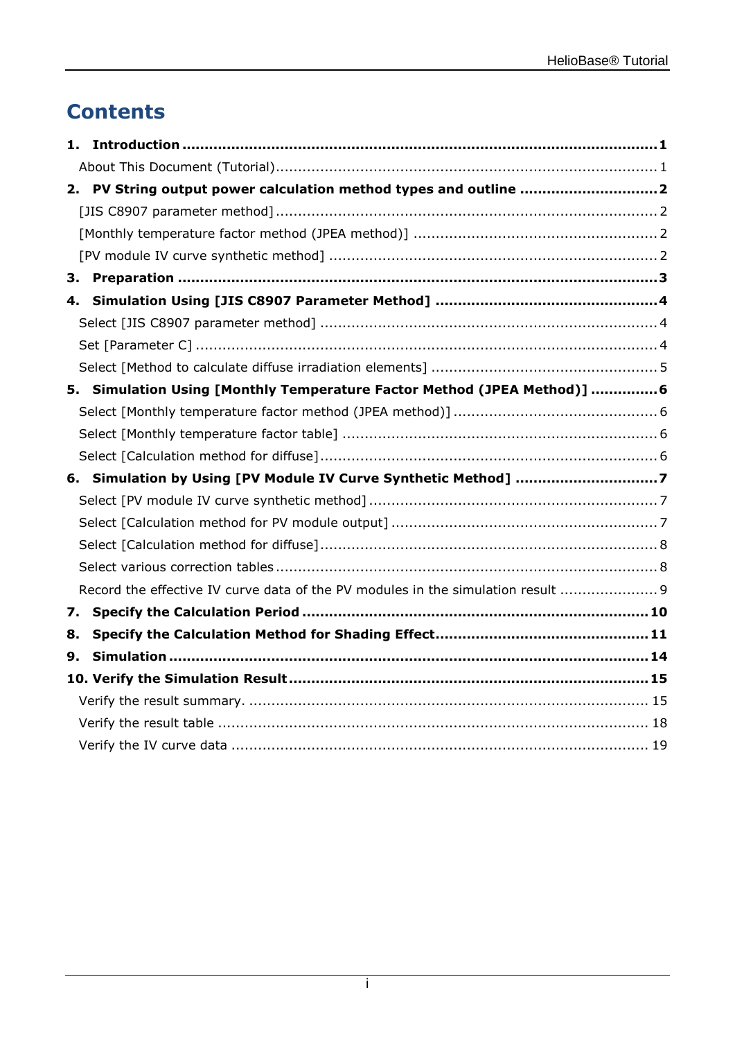# Contents

**1. Introduction ......................................................................................................... 1**

About This Document (Tutorial) ....................................................................... 1

**2. PV String output power calculation method types and outline ............................. 2**

[JIS C8907 parameter method] ......................................................................... 2

[Monthly temperature factor method (JPEA method)] ........................................ 2

[PV module IV curve synthetic method] ............................................................ 2

**3. Preparation ......................................................................................................... 3**

**4. Simulation Using [JIS C8907 Parameter Method] ................................................ 4**

Select [JIS C8907 parameter method] ............................................................... 4

Set [Parameter C] ............................................................................................. 4

Select [Method to calculate diffuse irradiation elements] .................................... 5

**5. Simulation Using [Monthly Temperature Factor Method (JPEA Method)] .............. 6**

Select [Monthly temperature factor method (JPEA method)] .............................. 6

Select [Monthly temperature factor table] ......................................................... 6

Select [Calculation method for diffuse] .............................................................. 6

**6. Simulation by Using [PV Module IV Curve Synthetic Method] ............................... 7**

Select [PV module IV curve synthetic method] ................................................... 7

Select [Calculation method for PV module output] ............................................. 7

Select [Calculation method for diffuse] .............................................................. 8

Select various correction tables ......................................................................... 8

Record the effective IV curve data of the PV modules in the simulation result ...................... 9

**7. Specify the Calculation Period ........................................................................... 10**

**8. Specify the Calculation Method for Shading Effect ............................................. 11**

**9. Simulation ......................................................................................................... 14**

**10. Verify the Simulation Result ............................................................................. 15**

Verify the result summary. ............................................................................... 15

Verify the result table ....................................................................................... 18

Verify the IV curve data .................................................................................... 19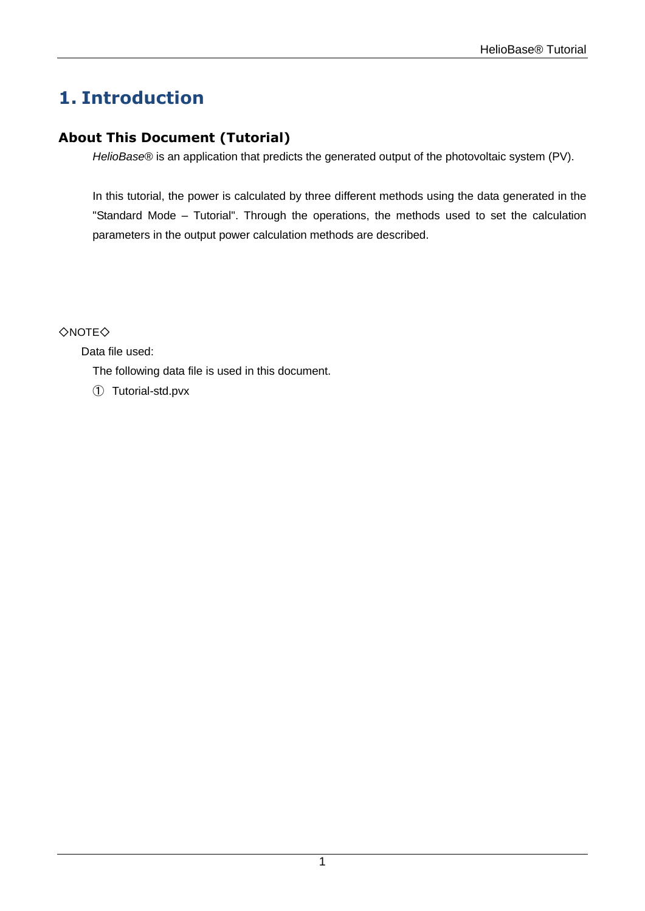# 1. Introduction

## About This Document (Tutorial)

*HelioBase*® is an application that predicts the generated output of the photovoltaic system (PV).

In this tutorial, the power is calculated by three different methods using the data generated in the "Standard Mode – Tutorial". Through the operations, the methods used to set the calculation parameters in the output power calculation methods are described.

◇NOTE◇

Data file used:

The following data file is used in this document.

① Tutorial-std.pvx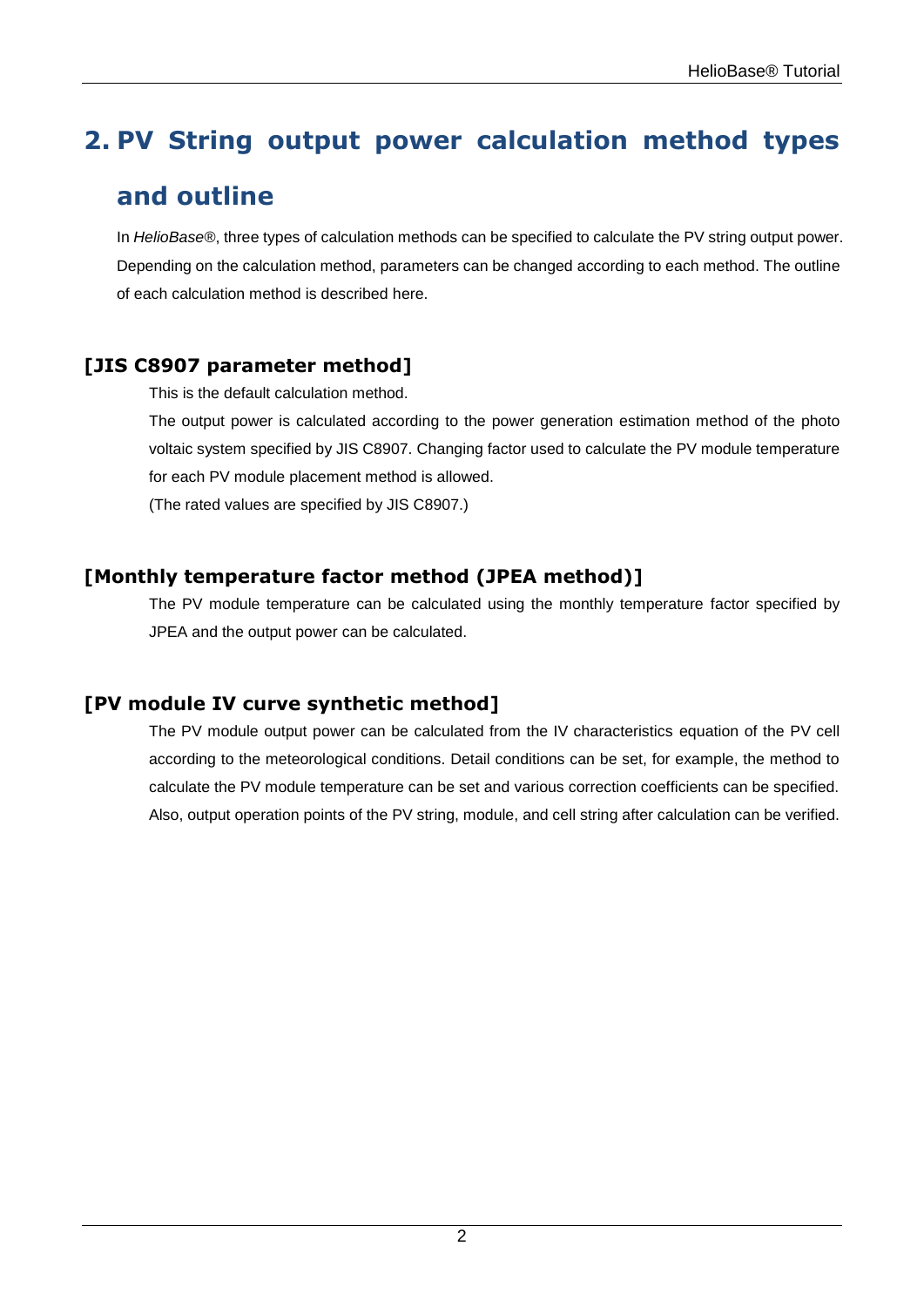# 2. PV String output power calculation method types and outline

In *HelioBase®*, three types of calculation methods can be specified to calculate the PV string output power. Depending on the calculation method, parameters can be changed according to each method. The outline of each calculation method is described here.

### [JIS C8907 parameter method]

This is the default calculation method.

The output power is calculated according to the power generation estimation method of the photo voltaic system specified by JIS C8907. Changing factor used to calculate the PV module temperature for each PV module placement method is allowed.

(The rated values are specified by JIS C8907.)

### [Monthly temperature factor method (JPEA method)]

The PV module temperature can be calculated using the monthly temperature factor specified by JPEA and the output power can be calculated.

### [PV module IV curve synthetic method]

The PV module output power can be calculated from the IV characteristics equation of the PV cell according to the meteorological conditions. Detail conditions can be set, for example, the method to calculate the PV module temperature can be set and various correction coefficients can be specified. Also, output operation points of the PV string, module, and cell string after calculation can be verified.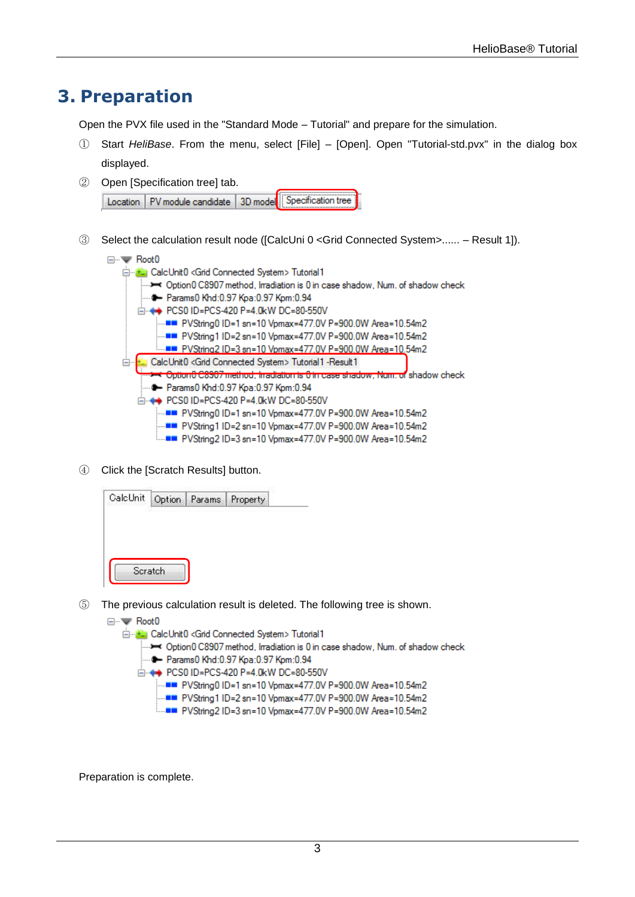# 3. Preparation

Open the PVX file used in the "Standard Mode – Tutorial" and prepare for the simulation.

① Start *HeliBase*. From the menu, select [File] – [Open]. Open "Tutorial-std.pvx" in the dialog box displayed.

② Open [Specification tree] tab.

Location | PV module candidate | 3D model | Specification tree

③ Select the calculation result node ([CalcUni 0 <Grid Connected System>...... – Result 1]).

```
Root0
  CalcUnit0 <Grid Connected System> Tutorial1
    Option0 C8907 method, Irradiation is 0 in case shadow, Num. of shadow check
    Params0 Khd:0.97 Kpa:0.97 Kpm:0.94
    PCS0 ID=PCS-420 P=4.0kW DC=80-550V
      PVString0 ID=1 sn=10 Vpmax=477.0V P=900.0W Area=10.54m2
      PVString1 ID=2 sn=10 Vpmax=477.0V P=900.0W Area=10.54m2
      PVString2 ID=3 sn=10 Vpmax=477.0V P=900.0W Area=10.54m2
  CalcUnit0 <Grid Connected System> Tutorial1 -Result1
    Option0 C8907 method, Irradiation is 0 in case shadow, Num. of shadow check
    Params0 Khd:0.97 Kpa:0.97 Kpm:0.94
    PCS0 ID=PCS-420 P=4.0kW DC=80-550V
      PVString0 ID=1 sn=10 Vpmax=477.0V P=900.0W Area=10.54m2
      PVString1 ID=2 sn=10 Vpmax=477.0V P=900.0W Area=10.54m2
      PVString2 ID=3 sn=10 Vpmax=477.0V P=900.0W Area=10.54m2
```

④ Click the [Scratch Results] button.

CalcUnit | Option | Params | Property

Scratch

⑤ The previous calculation result is deleted. The following tree is shown.

```
Root0
  CalcUnit0 <Grid Connected System> Tutorial1
    Option0 C8907 method, Irradiation is 0 in case shadow, Num. of shadow check
    Params0 Khd:0.97 Kpa:0.97 Kpm:0.94
    PCS0 ID=PCS-420 P=4.0kW DC=80-550V
      PVString0 ID=1 sn=10 Vpmax=477.0V P=900.0W Area=10.54m2
      PVString1 ID=2 sn=10 Vpmax=477.0V P=900.0W Area=10.54m2
      PVString2 ID=3 sn=10 Vpmax=477.0V P=900.0W Area=10.54m2
```

Preparation is complete.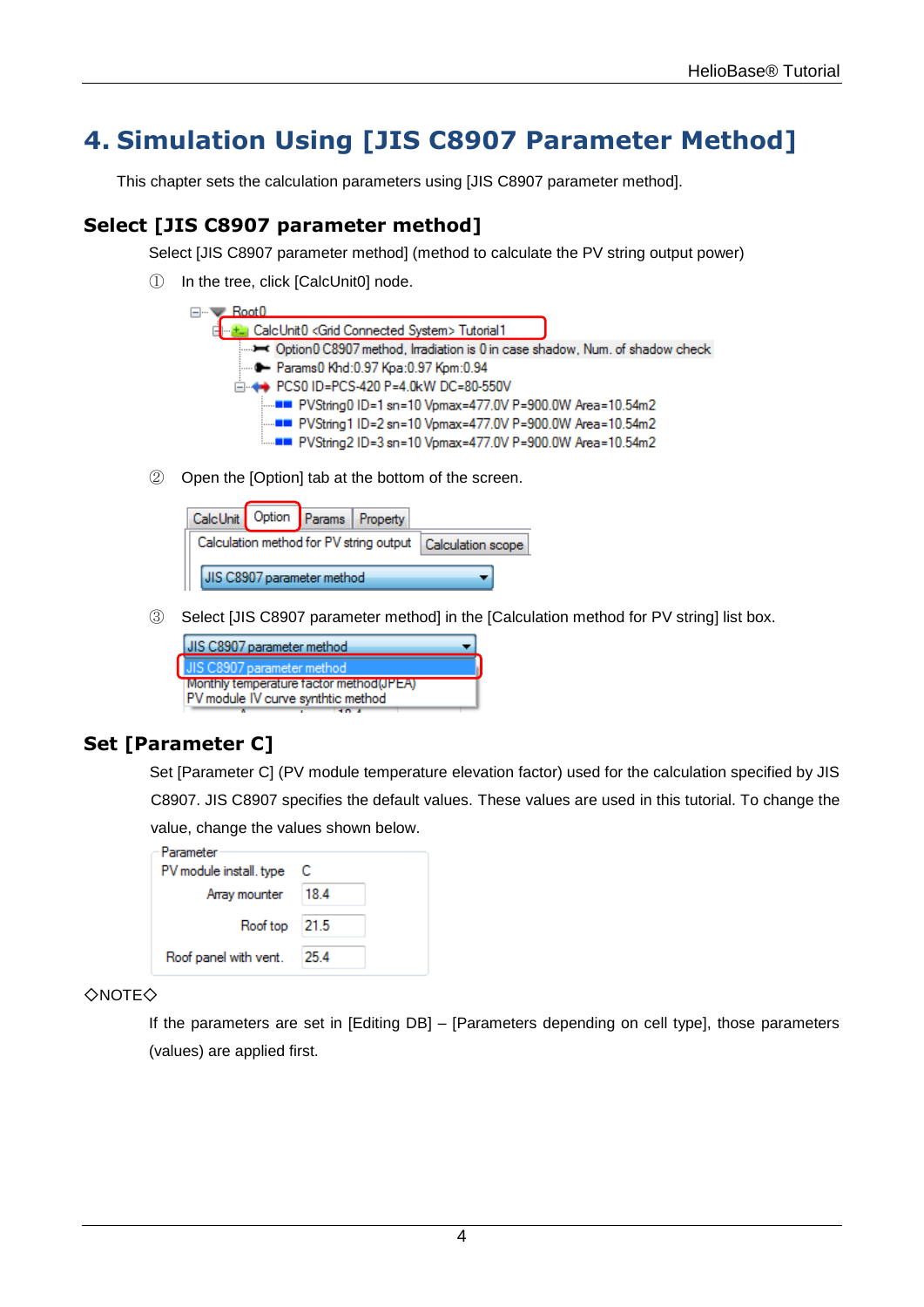# 4. Simulation Using [JIS C8907 Parameter Method]

This chapter sets the calculation parameters using [JIS C8907 parameter method].

## Select [JIS C8907 parameter method]

Select [JIS C8907 parameter method] (method to calculate the PV string output power)

① In the tree, click [CalcUnit0] node.

```
Root0
  CalcUnit0 <Grid Connected System> Tutorial1
    Option0 C8907 method, Irradiation is 0 in case shadow, Num. of shadow check
    Params0 Khd:0.97 Kpa:0.97 Kpm:0.94
    PCS0 ID=PCS-420 P=4.0kW DC=80-550V
      PVString0 ID=1 sn=10 Vpmax=477.0V P=900.0W Area=10.54m2
      PVString1 ID=2 sn=10 Vpmax=477.0V P=900.0W Area=10.54m2
      PVString2 ID=3 sn=10 Vpmax=477.0V P=900.0W Area=10.54m2
```

② Open the [Option] tab at the bottom of the screen.

CalcUnit | Option | Params | Property

Calculation method for PV string output | Calculation scope

JIS C8907 parameter method

③ Select [JIS C8907 parameter method] in the [Calculation method for PV string] list box.

JIS C8907 parameter method
- JIS C8907 parameter method
- Monthly temperature factor method(JPEA)
- PV module IV curve synthtic method

## Set [Parameter C]

Set [Parameter C] (PV module temperature elevation factor) used for the calculation specified by JIS C8907. JIS C8907 specifies the default values. These values are used in this tutorial. To change the value, change the values shown below.

Parameter

| PV module install. type | C |
|---|---|
| Array mounter | 18.4 |
| Roof top | 21.5 |
| Roof panel with vent. | 25.4 |

◇NOTE◇

If the parameters are set in [Editing DB] – [Parameters depending on cell type], those parameters (values) are applied first.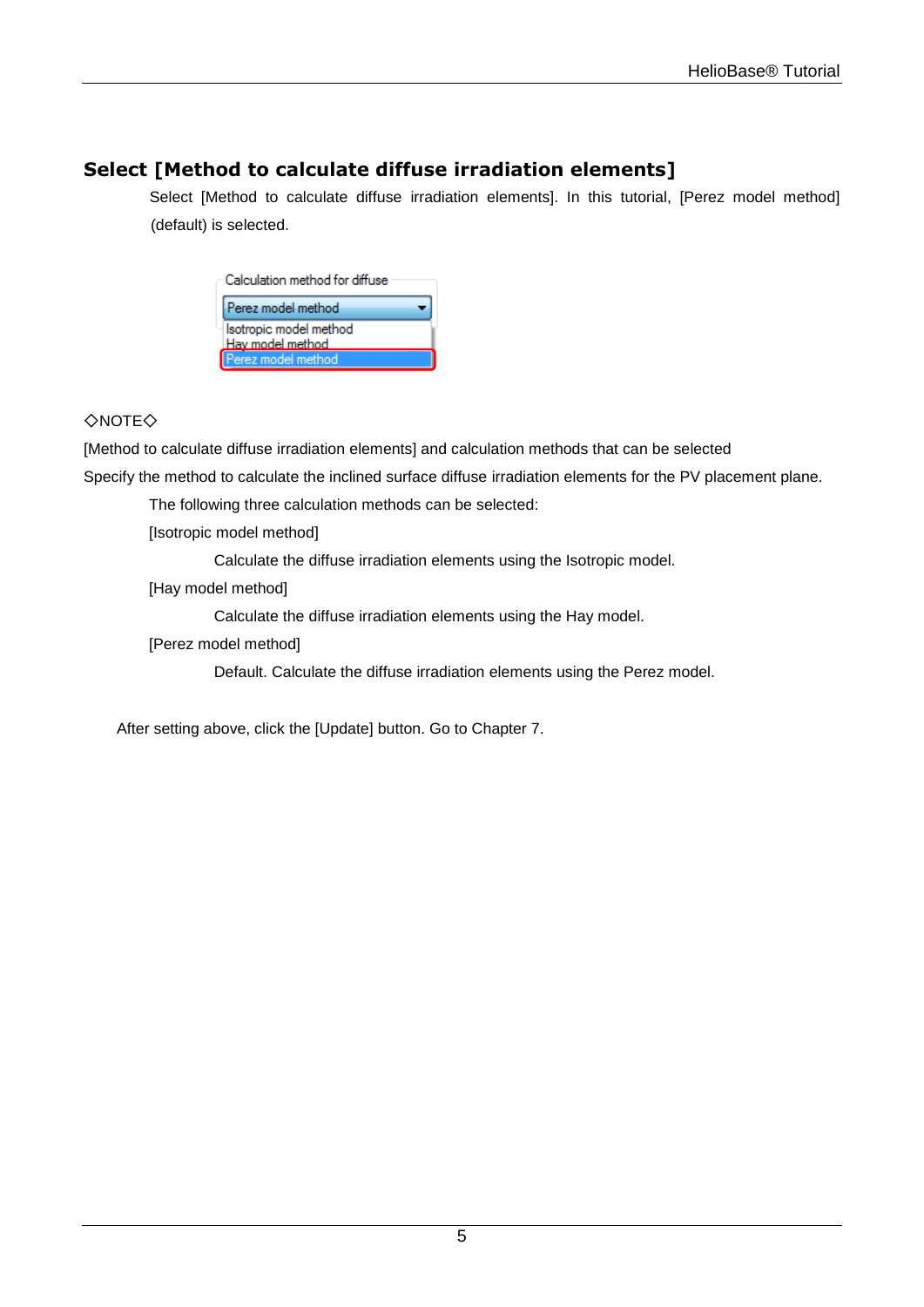## Select [Method to calculate diffuse irradiation elements]

Select [Method to calculate diffuse irradiation elements]. In this tutorial, [Perez model method] (default) is selected.

◇NOTE◇

[Method to calculate diffuse irradiation elements] and calculation methods that can be selected

Specify the method to calculate the inclined surface diffuse irradiation elements for the PV placement plane.

The following three calculation methods can be selected:

[Isotropic model method]

Calculate the diffuse irradiation elements using the Isotropic model.

[Hay model method]

Calculate the diffuse irradiation elements using the Hay model.

[Perez model method]

Default. Calculate the diffuse irradiation elements using the Perez model.

After setting above, click the [Update] button. Go to Chapter 7.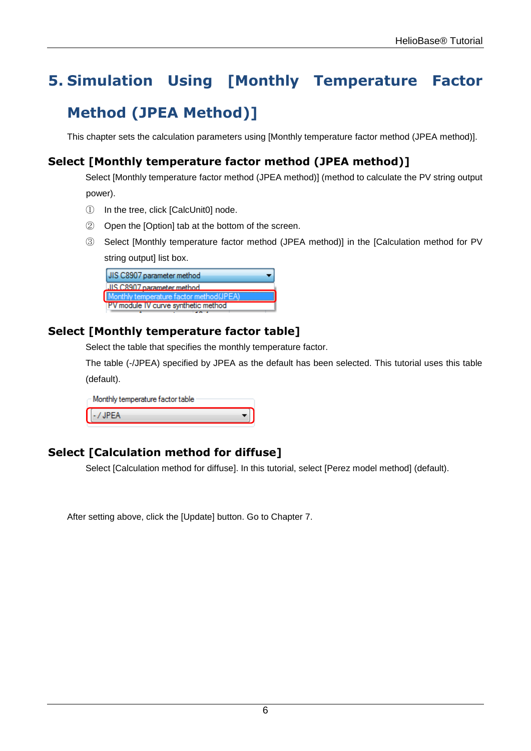# 5. Simulation Using [Monthly Temperature Factor Method (JPEA Method)]

This chapter sets the calculation parameters using [Monthly temperature factor method (JPEA method)].

## Select [Monthly temperature factor method (JPEA method)]

Select [Monthly temperature factor method (JPEA method)] (method to calculate the PV string output power).

① In the tree, click [CalcUnit0] node.

② Open the [Option] tab at the bottom of the screen.

③ Select [Monthly temperature factor method (JPEA method)] in the [Calculation method for PV string output] list box.

## Select [Monthly temperature factor table]

Select the table that specifies the monthly temperature factor.

The table (-/JPEA) specified by JPEA as the default has been selected. This tutorial uses this table (default).

## Select [Calculation method for diffuse]

Select [Calculation method for diffuse]. In this tutorial, select [Perez model method] (default).

After setting above, click the [Update] button. Go to Chapter 7.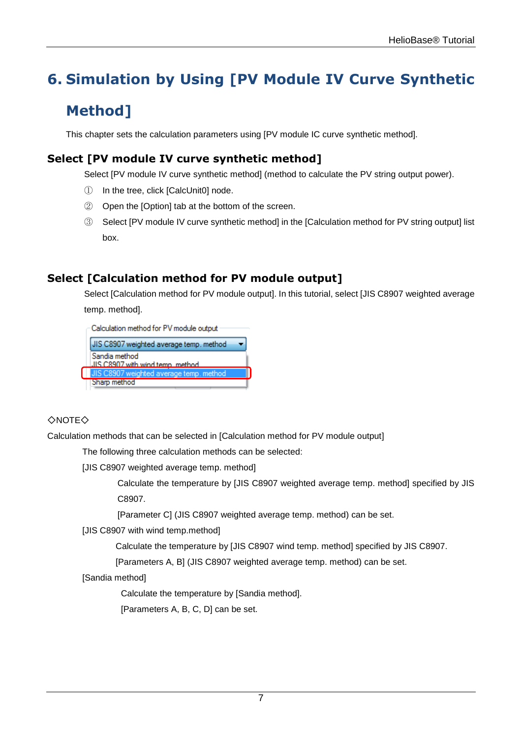# 6. Simulation by Using [PV Module IV Curve Synthetic Method]

This chapter sets the calculation parameters using [PV module IC curve synthetic method].

## Select [PV module IV curve synthetic method]

Select [PV module IV curve synthetic method] (method to calculate the PV string output power).

① In the tree, click [CalcUnit0] node.

② Open the [Option] tab at the bottom of the screen.

③ Select [PV module IV curve synthetic method] in the [Calculation method for PV string output] list box.

## Select [Calculation method for PV module output]

Select [Calculation method for PV module output]. In this tutorial, select [JIS C8907 weighted average temp. method].

◇NOTE◇

Calculation methods that can be selected in [Calculation method for PV module output]

The following three calculation methods can be selected:

[JIS C8907 weighted average temp. method]

Calculate the temperature by [JIS C8907 weighted average temp. method] specified by JIS C8907.

[Parameter C] (JIS C8907 weighted average temp. method) can be set.

[JIS C8907 with wind temp.method]

Calculate the temperature by [JIS C8907 wind temp. method] specified by JIS C8907.

[Parameters A, B] (JIS C8907 weighted average temp. method) can be set.

[Sandia method]

Calculate the temperature by [Sandia method].

[Parameters A, B, C, D] can be set.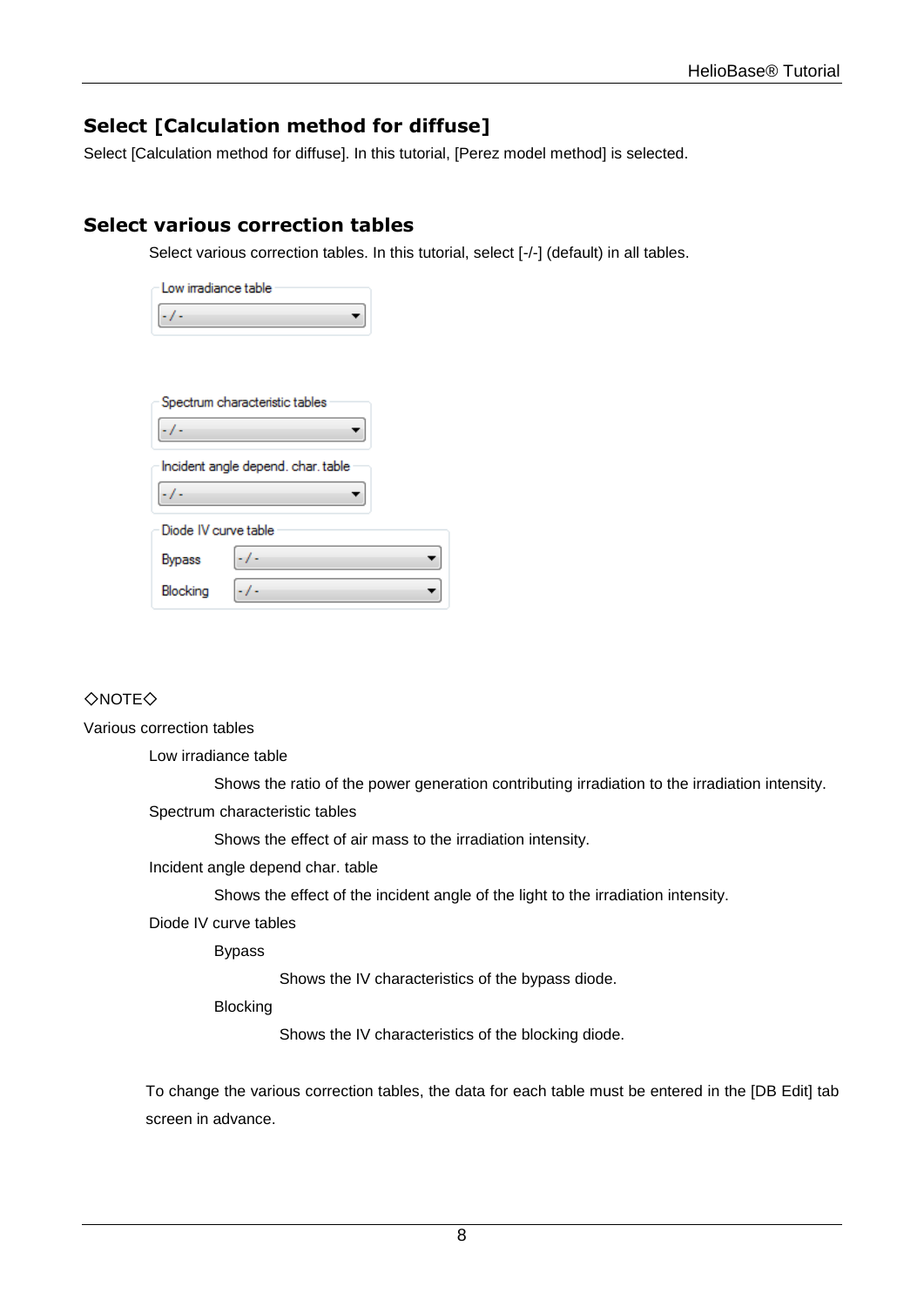## Select [Calculation method for diffuse]

Select [Calculation method for diffuse]. In this tutorial, [Perez model method] is selected.

## Select various correction tables

Select various correction tables. In this tutorial, select [-/-] (default) in all tables.

◇NOTE◇

Various correction tables

- Low irradiance table
  - Shows the ratio of the power generation contributing irradiation to the irradiation intensity.
- Spectrum characteristic tables
  - Shows the effect of air mass to the irradiation intensity.
- Incident angle depend char. table
  - Shows the effect of the incident angle of the light to the irradiation intensity.
- Diode IV curve tables
  - Bypass
    - Shows the IV characteristics of the bypass diode.
  - Blocking
    - Shows the IV characteristics of the blocking diode.

To change the various correction tables, the data for each table must be entered in the [DB Edit] tab screen in advance.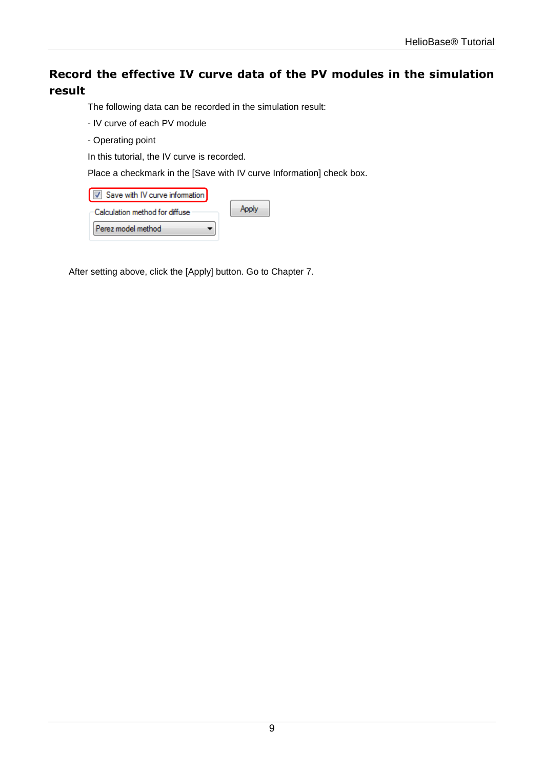## Record the effective IV curve data of the PV modules in the simulation result

The following data can be recorded in the simulation result:

- IV curve of each PV module

- Operating point

In this tutorial, the IV curve is recorded.

Place a checkmark in the [Save with IV curve Information] check box.

After setting above, click the [Apply] button. Go to Chapter 7.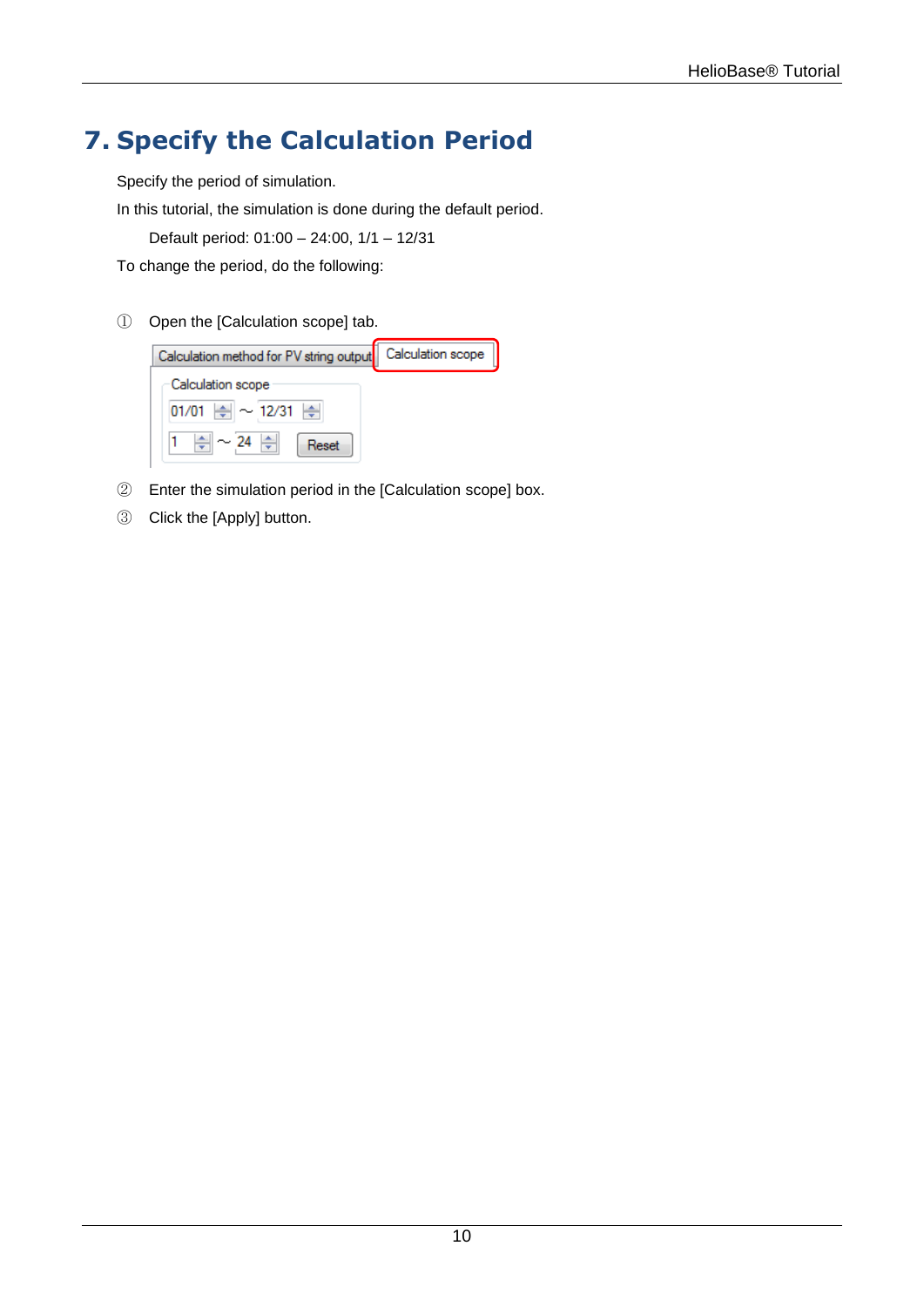# 7. Specify the Calculation Period

Specify the period of simulation.

In this tutorial, the simulation is done during the default period.

Default period: 01:00 – 24:00, 1/1 – 12/31

To change the period, do the following:

① Open the [Calculation scope] tab.

② Enter the simulation period in the [Calculation scope] box.

③ Click the [Apply] button.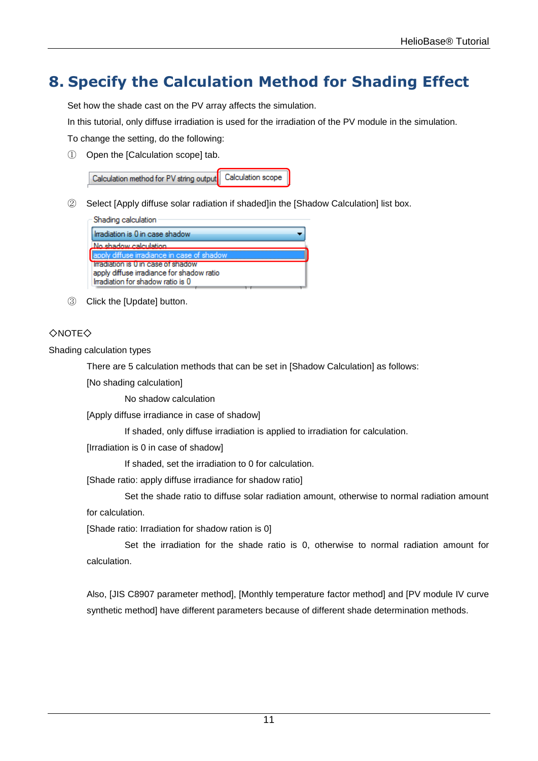# 8. Specify the Calculation Method for Shading Effect

Set how the shade cast on the PV array affects the simulation.

In this tutorial, only diffuse irradiation is used for the irradiation of the PV module in the simulation.

To change the setting, do the following:

① Open the [Calculation scope] tab.

Calculation method for PV string output | Calculation scope

② Select [Apply diffuse solar radiation if shaded]in the [Shadow Calculation] list box.

Shading calculation
- Irradiation is 0 in case shadow
- No shadow calculation
- apply diffuse irradiance in case of shadow
- Irradiation is 0 in case of shadow
- apply diffuse irradiance for shadow ratio
- Irradiation for shadow ratio is 0

③ Click the [Update] button.

◇NOTE◇

Shading calculation types

There are 5 calculation methods that can be set in [Shadow Calculation] as follows:

[No shading calculation]

No shadow calculation

[Apply diffuse irradiance in case of shadow]

If shaded, only diffuse irradiation is applied to irradiation for calculation.

[Irradiation is 0 in case of shadow]

If shaded, set the irradiation to 0 for calculation.

[Shade ratio: apply diffuse irradiance for shadow ratio]

Set the shade ratio to diffuse solar radiation amount, otherwise to normal radiation amount for calculation.

[Shade ratio: Irradiation for shadow ration is 0]

Set the irradiation for the shade ratio is 0, otherwise to normal radiation amount for calculation.

Also, [JIS C8907 parameter method], [Monthly temperature factor method] and [PV module IV curve synthetic method] have different parameters because of different shade determination methods.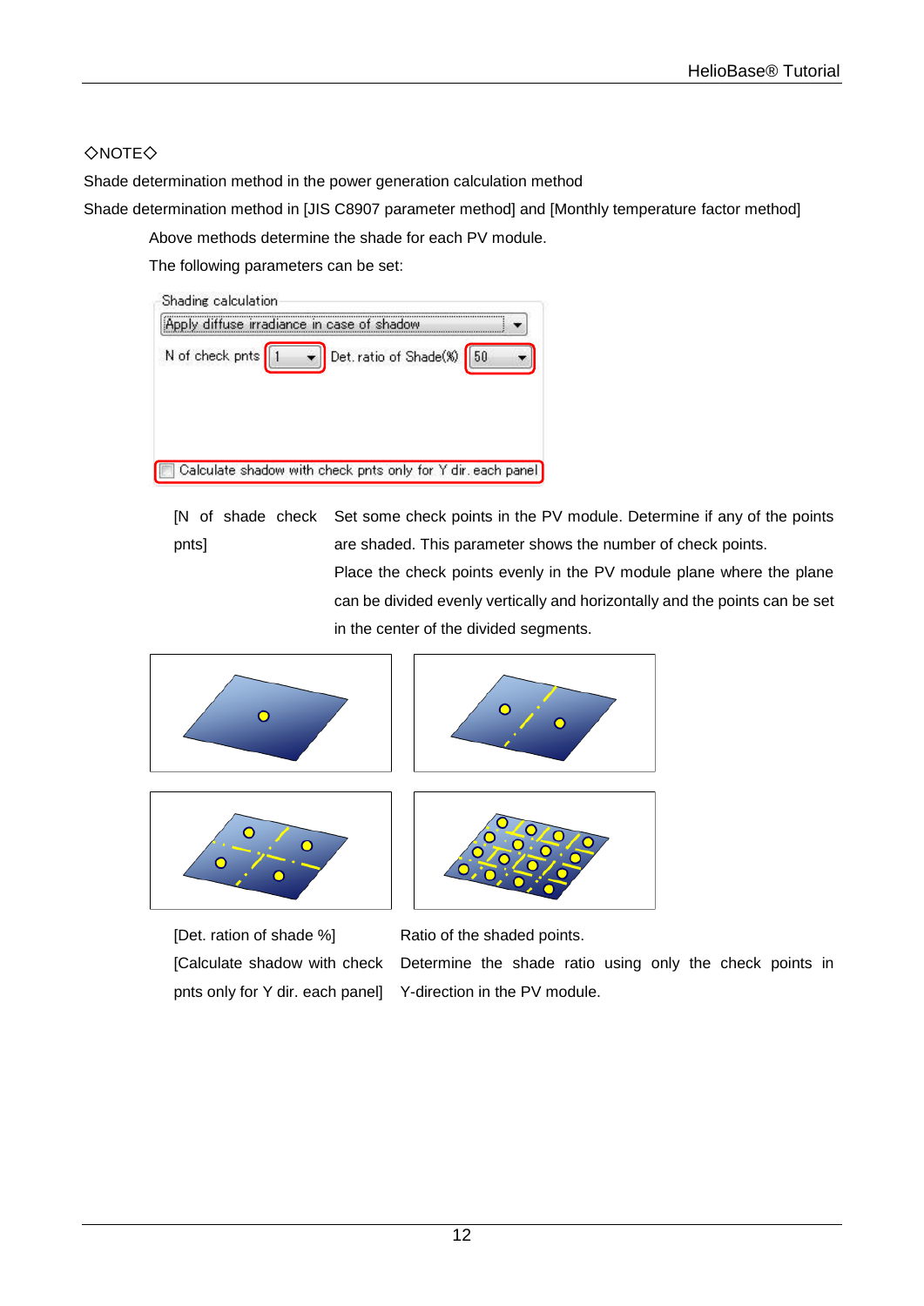◇NOTE◇

Shade determination method in the power generation calculation method

Shade determination method in [JIS C8907 parameter method] and [Monthly temperature factor method]

Above methods determine the shade for each PV module.

The following parameters can be set:

| | |
|---|---|
| [N of shade check pnts] | Set some check points in the PV module. Determine if any of the points are shaded. This parameter shows the number of check points. Place the check points evenly in the PV module plane where the plane can be divided evenly vertically and horizontally and the points can be set in the center of the divided segments. |

| | |
|---|---|
| [Det. ration of shade %] | Ratio of the shaded points. |
| [Calculate shadow with check pnts only for Y dir. each panel] | Determine the shade ratio using only the check points in Y-direction in the PV module. |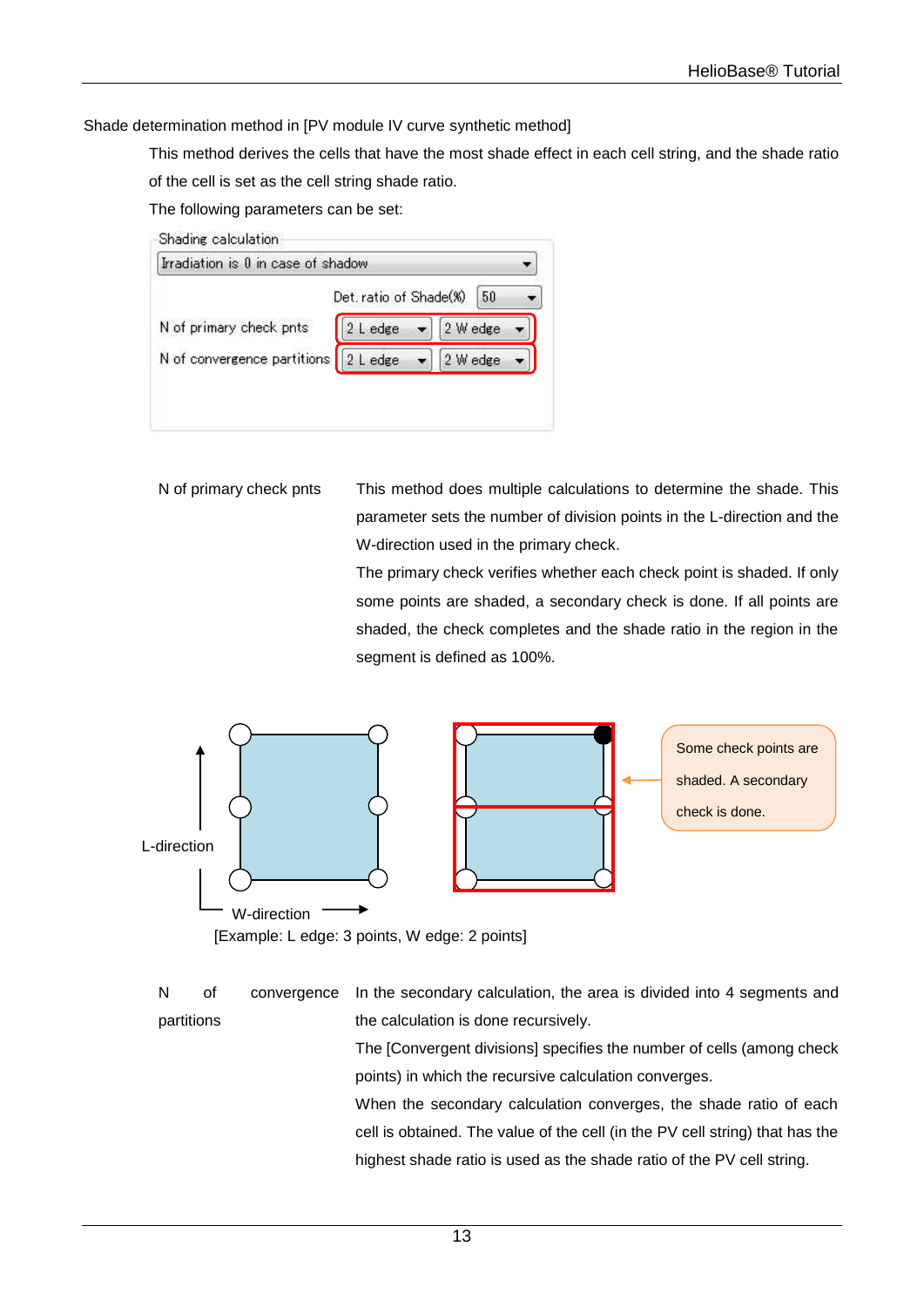Shade determination method in [PV module IV curve synthetic method]

This method derives the cells that have the most shade effect in each cell string, and the shade ratio of the cell is set as the cell string shade ratio.

The following parameters can be set:

Shading calculation

Irradiation is 0 in case of shadow

Det. ratio of Shade(%) 50

N of primary check pnts 2 L edge 2 W edge

N of convergence partitions 2 L edge 2 W edge

| | |
|---|---|
| N of primary check pnts | This method does multiple calculations to determine the shade. This parameter sets the number of division points in the L-direction and the W-direction used in the primary check. The primary check verifies whether each check point is shaded. If only some points are shaded, a secondary check is done. If all points are shaded, the check completes and the shade ratio in the region in the segment is defined as 100%. |

L-direction

W-direction

Some check points are shaded. A secondary check is done.

[Example: L edge: 3 points, W edge: 2 points]

| | |
|---|---|
| N of convergence partitions | In the secondary calculation, the area is divided into 4 segments and the calculation is done recursively. The [Convergent divisions] specifies the number of cells (among check points) in which the recursive calculation converges. When the secondary calculation converges, the shade ratio of each cell is obtained. The value of the cell (in the PV cell string) that has the highest shade ratio is used as the shade ratio of the PV cell string. |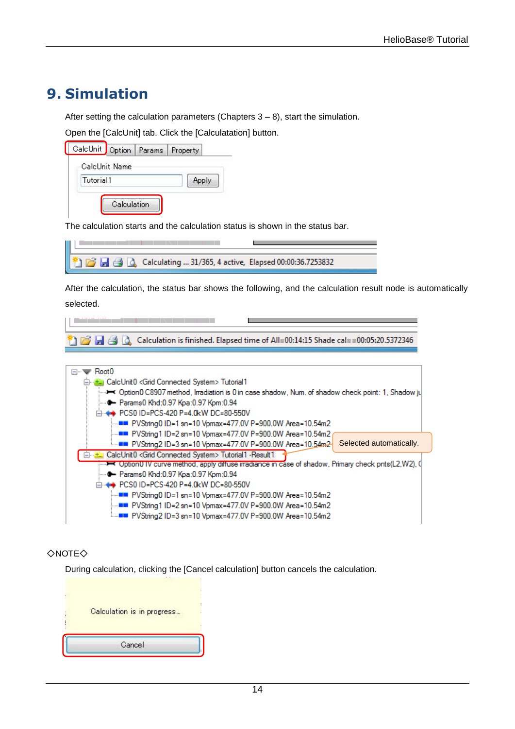# 9. Simulation

After setting the calculation parameters (Chapters 3 – 8), start the simulation.

Open the [CalcUnit] tab. Click the [Calculatation] button.

The calculation starts and the calculation status is shown in the status bar.

After the calculation, the status bar shows the following, and the calculation result node is automatically selected.

◇NOTE◇

During calculation, clicking the [Cancel calculation] button cancels the calculation.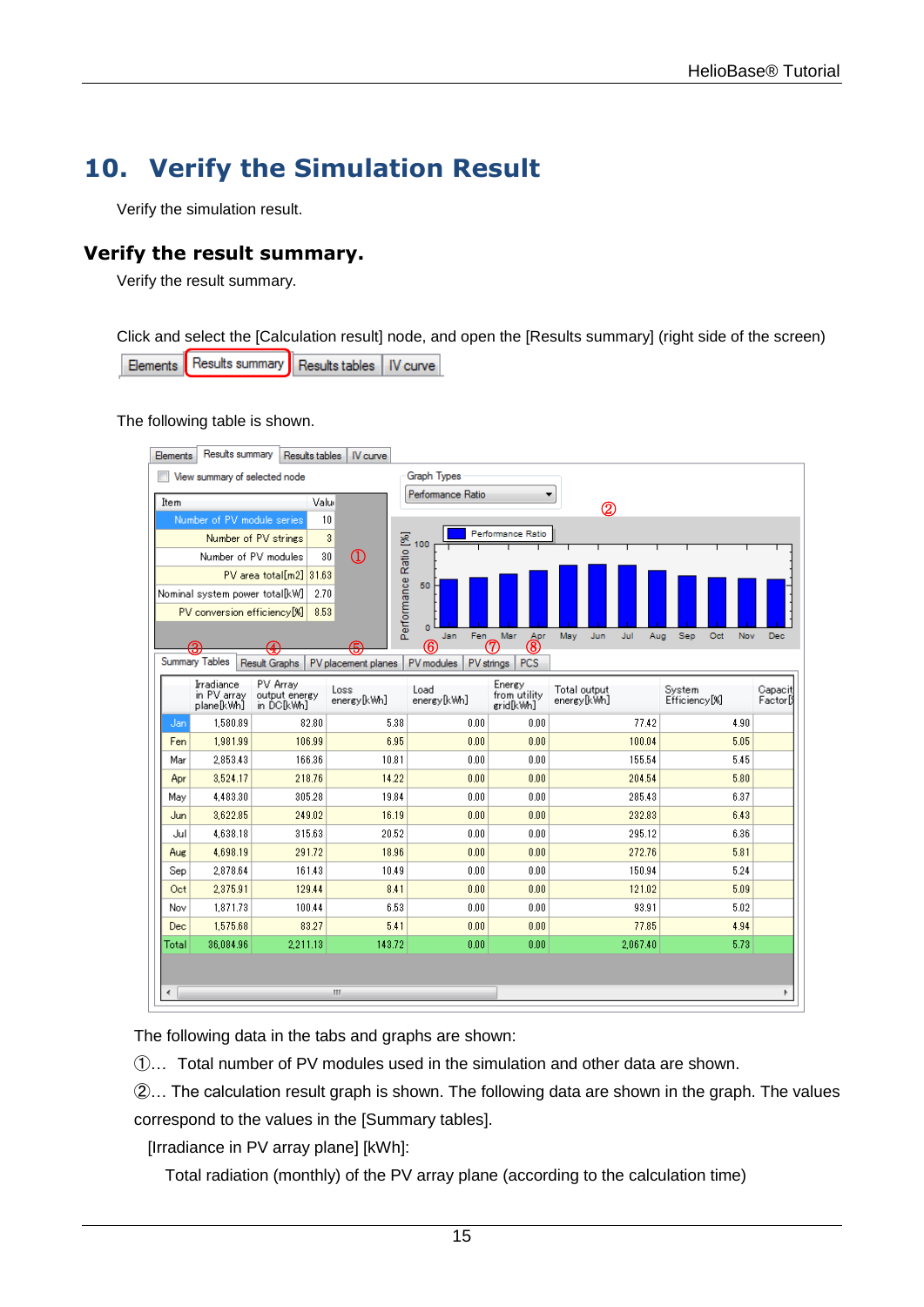# 10. Verify the Simulation Result

Verify the simulation result.

## Verify the result summary.

Verify the result summary.

Click and select the [Calculation result] node, and open the [Results summary] (right side of the screen)

Elements | Results summary | Results tables | IV curve

The following table is shown.

| Item | Value |
|---|---|
| Number of PV module series | 10 |
| Number of PV strings | 3 |
| Number of PV modules | 30 |
| PV area total[m2] | 31.63 |
| Nominal system power total[kW] | 2.70 |
| PV conversion efficiency[%] | 8.53 |

| | Irradiance in PV array plane[kWh] | PV Array output energy in DC[kWh] | Loss energy[kWh] | Load energy[kWh] | Energy from utility grid[kWh] | Total output energy[kWh] | System Efficiency[%] | Capacity Factor[ |
|---|---|---|---|---|---|---|---|---|
| Jan | 1,580.89 | 82.80 | 5.38 | 0.00 | 0.00 | 77.42 | 4.90 | |
| Fen | 1,981.99 | 106.99 | 6.95 | 0.00 | 0.00 | 100.04 | 5.05 | |
| Mar | 2,853.43 | 166.36 | 10.81 | 0.00 | 0.00 | 155.54 | 5.45 | |
| Apr | 3,524.17 | 218.76 | 14.22 | 0.00 | 0.00 | 204.54 | 5.80 | |
| May | 4,483.30 | 305.28 | 19.84 | 0.00 | 0.00 | 285.43 | 6.37 | |
| Jun | 3,622.85 | 249.02 | 16.19 | 0.00 | 0.00 | 232.83 | 6.43 | |
| Jul | 4,638.18 | 315.63 | 20.52 | 0.00 | 0.00 | 295.12 | 6.36 | |
| Aug | 4,698.19 | 291.72 | 18.96 | 0.00 | 0.00 | 272.76 | 5.81 | |
| Sep | 2,878.64 | 161.43 | 10.49 | 0.00 | 0.00 | 150.94 | 5.24 | |
| Oct | 2,375.91 | 129.44 | 8.41 | 0.00 | 0.00 | 121.02 | 5.09 | |
| Nov | 1,871.73 | 100.44 | 6.53 | 0.00 | 0.00 | 93.91 | 5.02 | |
| Dec | 1,575.68 | 83.27 | 5.41 | 0.00 | 0.00 | 77.85 | 4.94 | |
| Total | 36,084.96 | 2,211.13 | 143.72 | 0.00 | 0.00 | 2,067.40 | 5.73 | |

The following data in the tabs and graphs are shown:

①… Total number of PV modules used in the simulation and other data are shown.

②… The calculation result graph is shown. The following data are shown in the graph. The values correspond to the values in the [Summary tables].

[Irradiance in PV array plane] [kWh]:

Total radiation (monthly) of the PV array plane (according to the calculation time)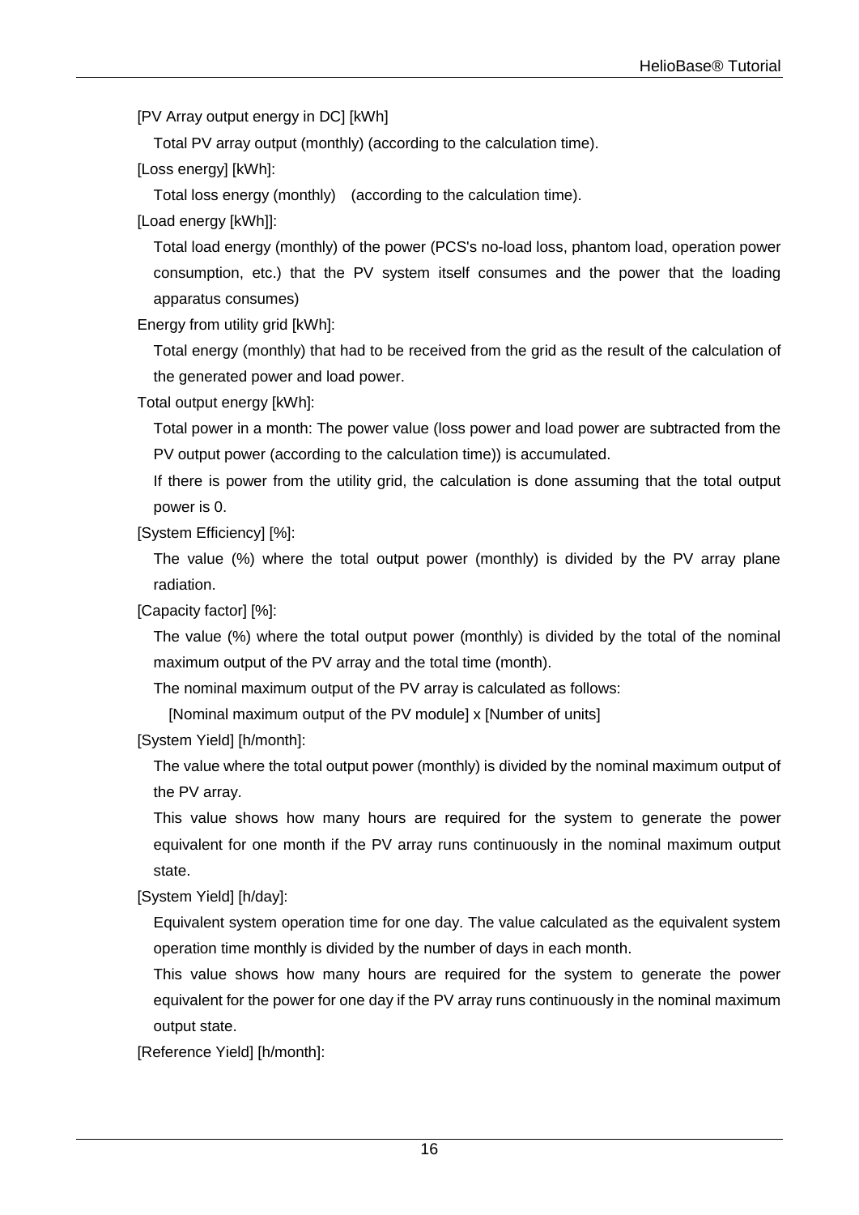[PV Array output energy in DC] [kWh]

Total PV array output (monthly) (according to the calculation time).

[Loss energy] [kWh]:

Total loss energy (monthly)  (according to the calculation time).

[Load energy [kWh]]:

Total load energy (monthly) of the power (PCS's no-load loss, phantom load, operation power consumption, etc.) that the PV system itself consumes and the power that the loading apparatus consumes)

Energy from utility grid [kWh]:

Total energy (monthly) that had to be received from the grid as the result of the calculation of the generated power and load power.

Total output energy [kWh]:

Total power in a month: The power value (loss power and load power are subtracted from the PV output power (according to the calculation time)) is accumulated.

If there is power from the utility grid, the calculation is done assuming that the total output power is 0.

[System Efficiency] [%]:

The value (%) where the total output power (monthly) is divided by the PV array plane radiation.

[Capacity factor] [%]:

The value (%) where the total output power (monthly) is divided by the total of the nominal maximum output of the PV array and the total time (month).

The nominal maximum output of the PV array is calculated as follows:

[Nominal maximum output of the PV module] x [Number of units]

[System Yield] [h/month]:

The value where the total output power (monthly) is divided by the nominal maximum output of the PV array.

This value shows how many hours are required for the system to generate the power equivalent for one month if the PV array runs continuously in the nominal maximum output state.

[System Yield] [h/day]:

Equivalent system operation time for one day. The value calculated as the equivalent system operation time monthly is divided by the number of days in each month.

This value shows how many hours are required for the system to generate the power equivalent for the power for one day if the PV array runs continuously in the nominal maximum output state.

[Reference Yield] [h/month]: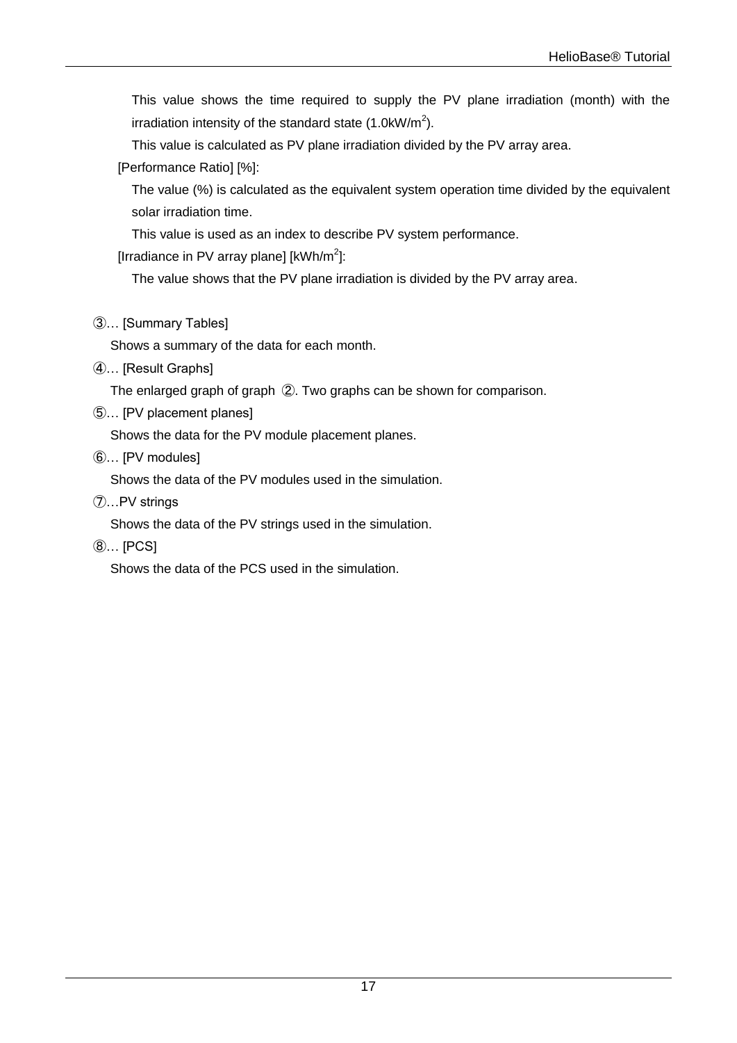This value shows the time required to supply the PV plane irradiation (month) with the irradiation intensity of the standard state (1.0kW/$m^2$).

This value is calculated as PV plane irradiation divided by the PV array area.

[Performance Ratio] [%]:

The value (%) is calculated as the equivalent system operation time divided by the equivalent solar irradiation time.

This value is used as an index to describe PV system performance.

[Irradiance in PV array plane] [kWh/$m^2$]:

The value shows that the PV plane irradiation is divided by the PV array area.

③… [Summary Tables]

Shows a summary of the data for each month.

④… [Result Graphs]

The enlarged graph of graph ②. Two graphs can be shown for comparison.

⑤… [PV placement planes]

Shows the data for the PV module placement planes.

⑥… [PV modules]

Shows the data of the PV modules used in the simulation.

⑦…PV strings

Shows the data of the PV strings used in the simulation.

⑧… [PCS]

Shows the data of the PCS used in the simulation.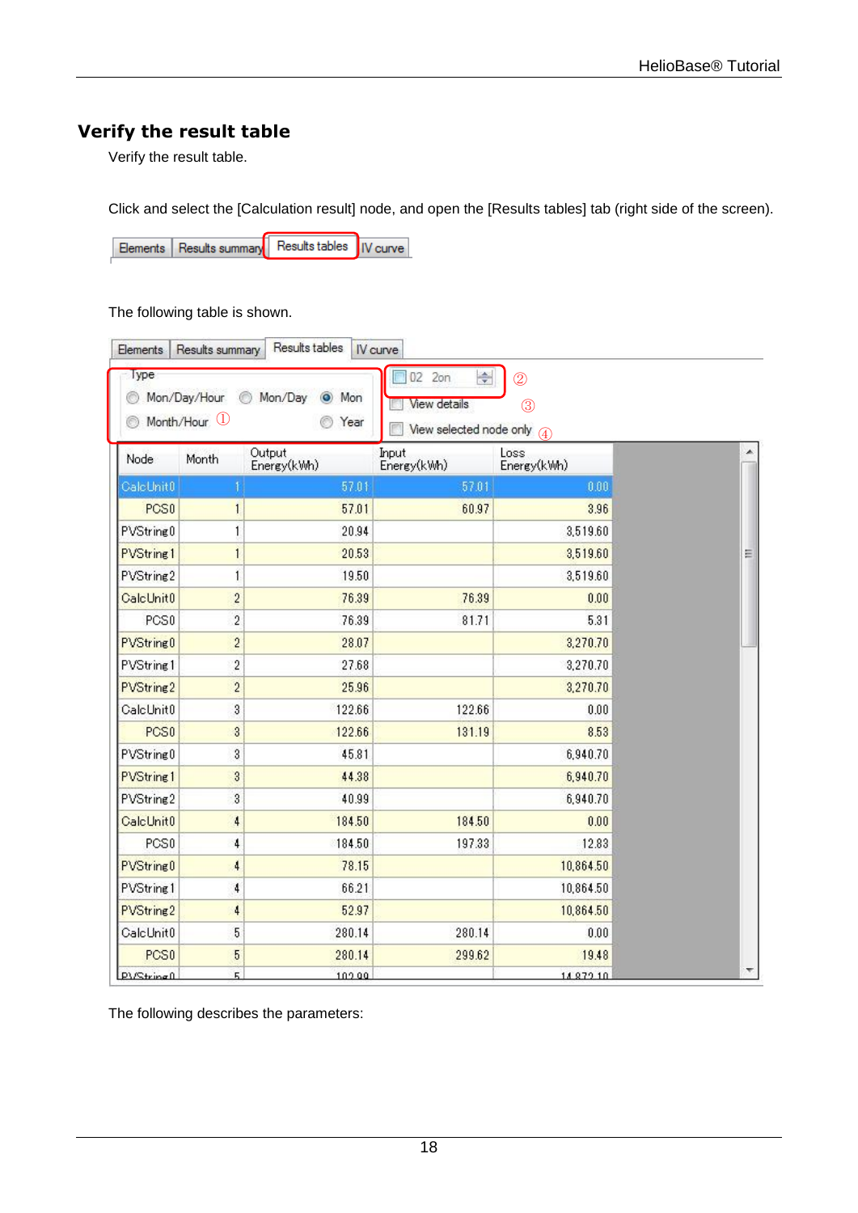## Verify the result table

Verify the result table.

Click and select the [Calculation result] node, and open the [Results tables] tab (right side of the screen).

| Elements | Results summary | Results tables | IV curve |
|---|---|---|---|

The following table is shown.

Type: ○ Mon/Day/Hour ○ Mon/Day ◉ Mon ○ Month/Hour ① ○ Year

02 2on ② | View details ③ | View selected node only ④

| Node | Month | Output Energy(kWh) | Input Energy(kWh) | Loss Energy(kWh) |
|---|---|---|---|---|
| CalcUnit0 | 1 | 57.01 | 57.01 | 0.00 |
| PCS0 | 1 | 57.01 | 60.97 | 3.96 |
| PVString0 | 1 | 20.94 | | 3,519.60 |
| PVString1 | 1 | 20.53 | | 3,519.60 |
| PVString2 | 1 | 19.50 | | 3,519.60 |
| CalcUnit0 | 2 | 76.39 | 76.39 | 0.00 |
| PCS0 | 2 | 76.39 | 81.71 | 5.31 |
| PVString0 | 2 | 28.07 | | 3,270.70 |
| PVString1 | 2 | 27.68 | | 3,270.70 |
| PVString2 | 2 | 25.96 | | 3,270.70 |
| CalcUnit0 | 3 | 122.66 | 122.66 | 0.00 |
| PCS0 | 3 | 122.66 | 131.19 | 8.53 |
| PVString0 | 3 | 45.81 | | 6,940.70 |
| PVString1 | 3 | 44.38 | | 6,940.70 |
| PVString2 | 3 | 40.99 | | 6,940.70 |
| CalcUnit0 | 4 | 184.50 | 184.50 | 0.00 |
| PCS0 | 4 | 184.50 | 197.33 | 12.83 |
| PVString0 | 4 | 78.15 | | 10,864.50 |
| PVString1 | 4 | 66.21 | | 10,864.50 |
| PVString2 | 4 | 52.97 | | 10,864.50 |
| CalcUnit0 | 5 | 280.14 | 280.14 | 0.00 |
| PCS0 | 5 | 280.14 | 299.62 | 19.48 |
| PVString0 | 5 | 102.99 | | 14,872.10 |

The following describes the parameters: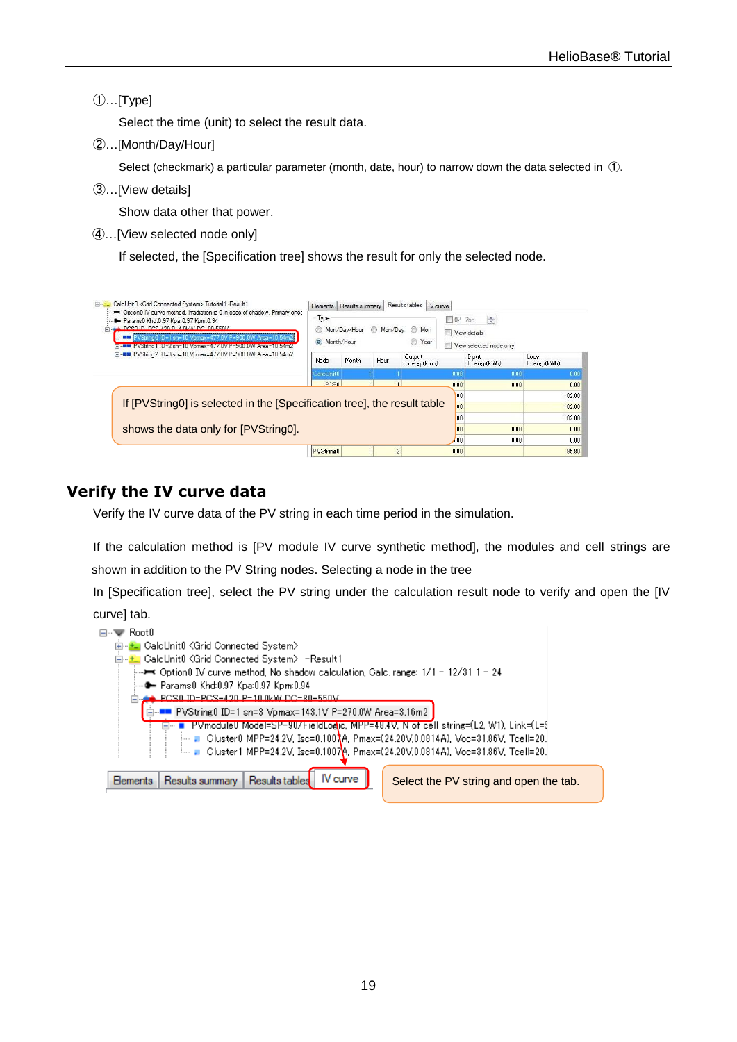①…[Type]

Select the time (unit) to select the result data.

②…[Month/Day/Hour]

Select (checkmark) a particular parameter (month, date, hour) to narrow down the data selected in ①.

③…[View details]

Show data other that power.

④…[View selected node only]

If selected, the [Specification tree] shows the result for only the selected node.

If [PVString0] is selected in the [Specification tree], the result table shows the data only for [PVString0].

## Verify the IV curve data

Verify the IV curve data of the PV string in each time period in the simulation.

If the calculation method is [PV module IV curve synthetic method], the modules and cell strings are shown in addition to the PV String nodes. Selecting a node in the tree

In [Specification tree], select the PV string under the calculation result node to verify and open the [IV curve] tab.

Select the PV string and open the tab.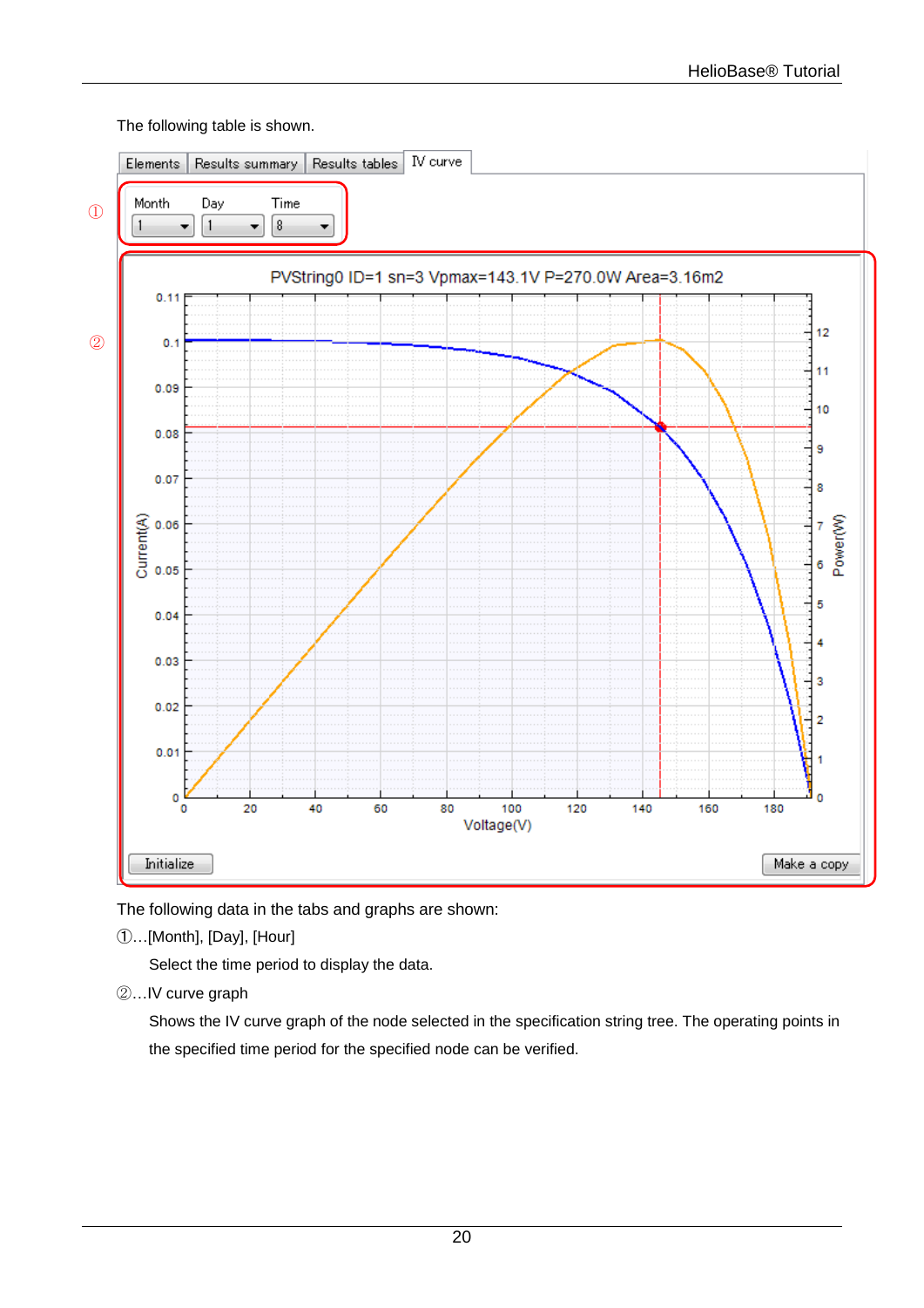The following table is shown.

Elements | Results summary | Results tables | IV curve

①

Month Day Time
1 1 8

②

PVString0 ID=1 sn=3 Vpmax=143.1V P=270.0W Area=3.16m2

Current(A)
0.11
0.1
0.09
0.08
0.07
0.06
0.05
0.04
0.03
0.02
0.01
0

Power(W)
12
11
10
9
8
7
6
5
4
3
2
1
0

0 20 40 60 80 100 120 140 160 180
Voltage(V)

Initialize

Make a copy

The following data in the tabs and graphs are shown:

①…[Month], [Day], [Hour]

Select the time period to display the data.

②…IV curve graph

Shows the IV curve graph of the node selected in the specification string tree. The operating points in the specified time period for the specified node can be verified.